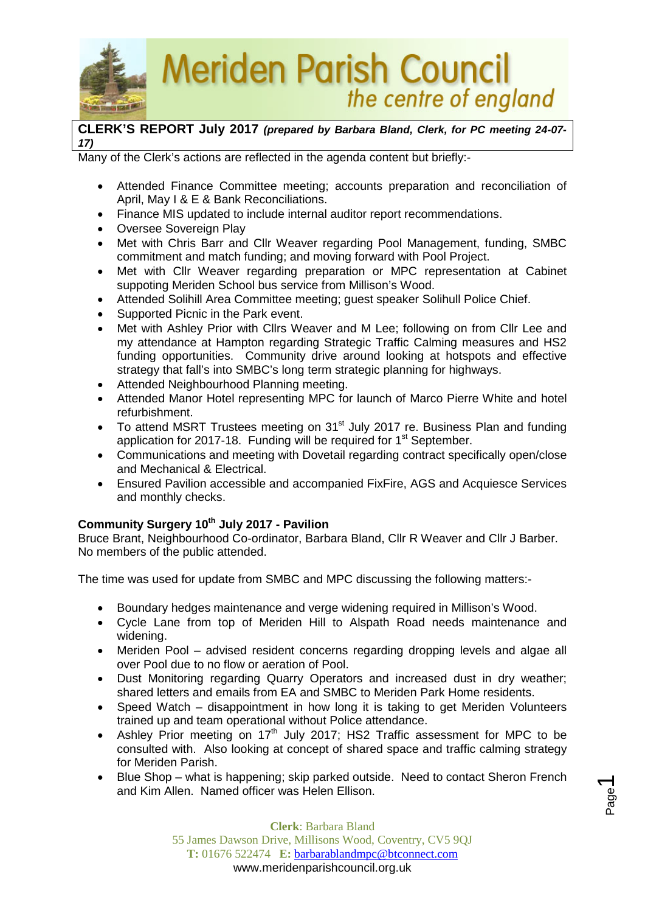# Meriden Parish Council

*the centre of england*

**CLERK'S REPORT July 2017** ***(prepared by Barbara Bland, Clerk, for PC meeting 24-07-17)***

Many of the Clerk's actions are reflected in the agenda content but briefly:-

- Attended Finance Committee meeting; accounts preparation and reconciliation of April, May I & E & Bank Reconciliations.
- Finance MIS updated to include internal auditor report recommendations.
- Oversee Sovereign Play
- Met with Chris Barr and Cllr Weaver regarding Pool Management, funding, SMBC commitment and match funding; and moving forward with Pool Project.
- Met with Cllr Weaver regarding preparation or MPC representation at Cabinet suppoting Meriden School bus service from Millison's Wood.
- Attended Solihill Area Committee meeting; guest speaker Solihull Police Chief.
- Supported Picnic in the Park event.
- Met with Ashley Prior with Cllrs Weaver and M Lee; following on from Cllr Lee and my attendance at Hampton regarding Strategic Traffic Calming measures and HS2 funding opportunities. Community drive around looking at hotspots and effective strategy that fall's into SMBC's long term strategic planning for highways.
- Attended Neighbourhood Planning meeting.
- Attended Manor Hotel representing MPC for launch of Marco Pierre White and hotel refurbishment.
- To attend MSRT Trustees meeting on 31st July 2017 re. Business Plan and funding application for 2017-18. Funding will be required for 1st September.
- Communications and meeting with Dovetail regarding contract specifically open/close and Mechanical & Electrical.
- Ensured Pavilion accessible and accompanied FixFire, AGS and Acquiesce Services and monthly checks.

**Community Surgery 10th July 2017 - Pavilion**

Bruce Brant, Neighbourhood Co-ordinator, Barbara Bland, Cllr R Weaver and Cllr J Barber. No members of the public attended.

The time was used for update from SMBC and MPC discussing the following matters:-

- Boundary hedges maintenance and verge widening required in Millison's Wood.
- Cycle Lane from top of Meriden Hill to Alspath Road needs maintenance and widening.
- Meriden Pool – advised resident concerns regarding dropping levels and algae all over Pool due to no flow or aeration of Pool.
- Dust Monitoring regarding Quarry Operators and increased dust in dry weather; shared letters and emails from EA and SMBC to Meriden Park Home residents.
- Speed Watch – disappointment in how long it is taking to get Meriden Volunteers trained up and team operational without Police attendance.
- Ashley Prior meeting on 17th July 2017; HS2 Traffic assessment for MPC to be consulted with. Also looking at concept of shared space and traffic calming strategy for Meriden Parish.
- Blue Shop – what is happening; skip parked outside. Need to contact Sheron French and Kim Allen. Named officer was Helen Ellison.

**Clerk**: Barbara Bland
55 James Dawson Drive, Millisons Wood, Coventry, CV5 9QJ
**T:** 01676 522474 **E:** barbarablandmpc@btconnect.com
www.meridenparishcouncil.org.uk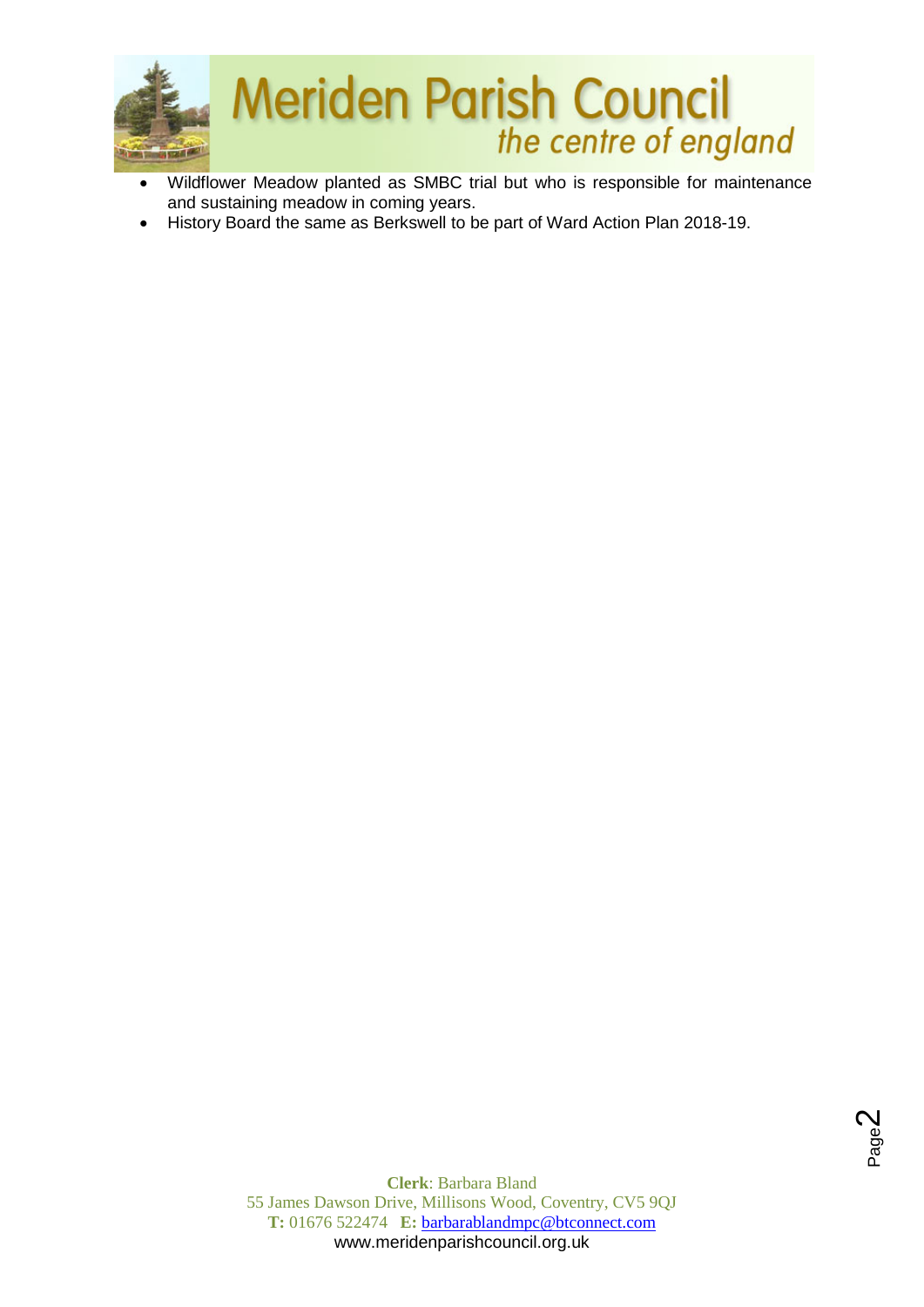- Wildflower Meadow planted as SMBC trial but who is responsible for maintenance and sustaining meadow in coming years.
- History Board the same as Berkswell to be part of Ward Action Plan 2018-19.